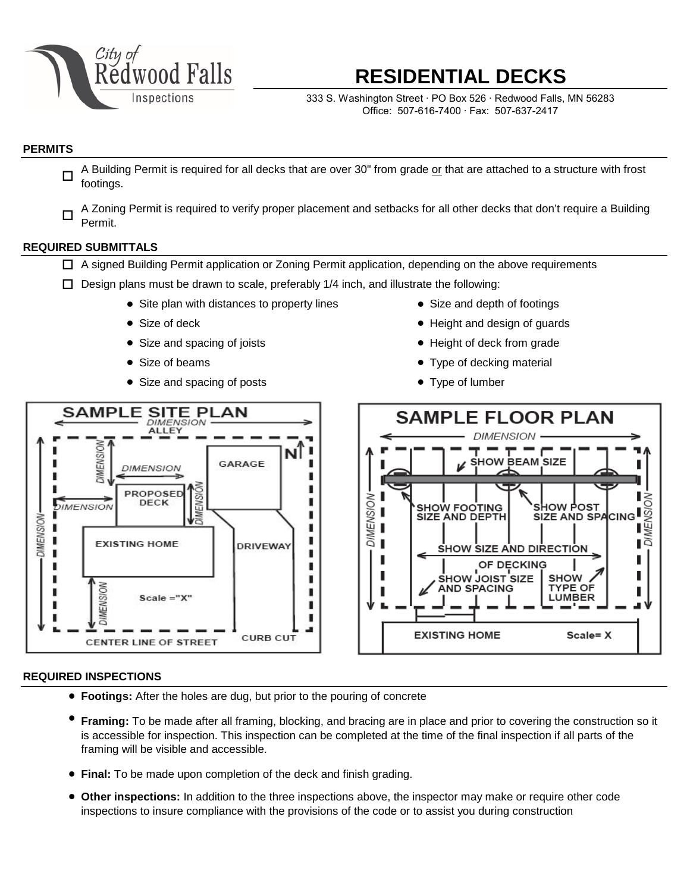City of Redwood Falls Inspections

# RESIDENTIAL DECKS

333 S. Washington Street · PO Box 526 · Redwood Falls, MN 56283
Office: 507-616-7400 · Fax: 507-637-2417

## PERMITS

- ☐ A Building Permit is required for all decks that are over 30" from grade or that are attached to a structure with frost footings.
- ☐ A Zoning Permit is required to verify proper placement and setbacks for all other decks that don't require a Building Permit.

## REQUIRED SUBMITTALS

- ☐ A signed Building Permit application or Zoning Permit application, depending on the above requirements
- ☐ Design plans must be drawn to scale, preferably 1/4 inch, and illustrate the following:
  - Site plan with distances to property lines
  - Size of deck
  - Size and spacing of joists
  - Size of beams
  - Size and spacing of posts
  - Size and depth of footings
  - Height and design of guards
  - Height of deck from grade
  - Type of decking material
  - Type of lumber

### SAMPLE SITE PLAN

DIMENSION
ALLEY
DIMENSION
DIMENSION
GARAGE
N
PROPOSED DECK
DIMENSION
DIMENSION
DIMENSION
EXISTING HOME
DRIVEWAY
DIMENSION
Scale ="X"
CENTER LINE OF STREET
CURB CUT

### SAMPLE FLOOR PLAN

DIMENSION
SHOW BEAM SIZE
DIMENSION
SHOW FOOTING SIZE AND DEPTH
SHOW POST SIZE AND SPACING
DIMENSION
SHOW SIZE AND DIRECTION OF DECKING
SHOW JOIST SIZE AND SPACING
SHOW TYPE OF LUMBER
EXISTING HOME
Scale= X

## REQUIRED INSPECTIONS

- **Footings:** After the holes are dug, but prior to the pouring of concrete
- **Framing:** To be made after all framing, blocking, and bracing are in place and prior to covering the construction so it is accessible for inspection. This inspection can be completed at the time of the final inspection if all parts of the framing will be visible and accessible.
- **Final:** To be made upon completion of the deck and finish grading.
- **Other inspections:** In addition to the three inspections above, the inspector may make or require other code inspections to insure compliance with the provisions of the code or to assist you during construction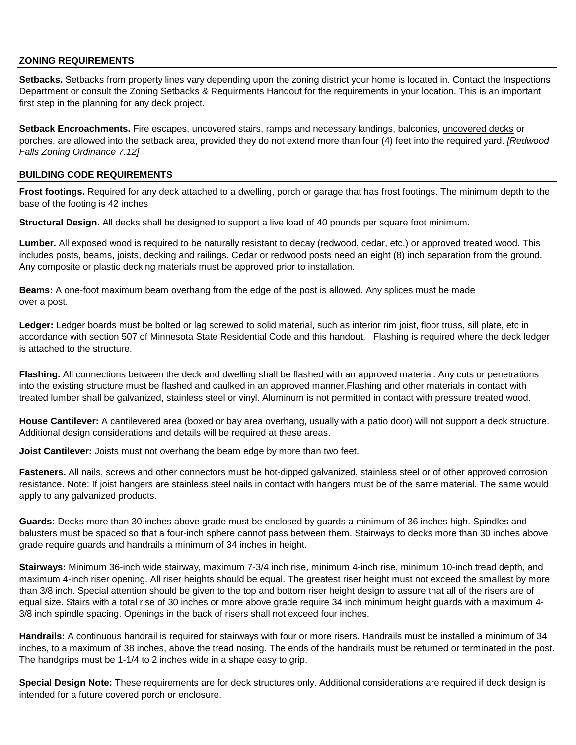## ZONING REQUIREMENTS

**Setbacks.** Setbacks from property lines vary depending upon the zoning district your home is located in. Contact the Inspections Department or consult the Zoning Setbacks & Requirments Handout for the requirements in your location. This is an important first step in the planning for any deck project.

**Setback Encroachments.** Fire escapes, uncovered stairs, ramps and necessary landings, balconies, uncovered decks or porches, are allowed into the setback area, provided they do not extend more than four (4) feet into the required yard. *[Redwood Falls Zoning Ordinance 7.12]*

## BUILDING CODE REQUIREMENTS

**Frost footings.** Required for any deck attached to a dwelling, porch or garage that has frost footings. The minimum depth to the base of the footing is 42 inches

**Structural Design.** All decks shall be designed to support a live load of 40 pounds per square foot minimum.

**Lumber.** All exposed wood is required to be naturally resistant to decay (redwood, cedar, etc.) or approved treated wood. This includes posts, beams, joists, decking and railings. Cedar or redwood posts need an eight (8) inch separation from the ground. Any composite or plastic decking materials must be approved prior to installation.

**Beams:** A one-foot maximum beam overhang from the edge of the post is allowed. Any splices must be made over a post.

**Ledger:** Ledger boards must be bolted or lag screwed to solid material, such as interior rim joist, floor truss, sill plate, etc in accordance with section 507 of Minnesota State Residential Code and this handout. Flashing is required where the deck ledger is attached to the structure.

**Flashing.** All connections between the deck and dwelling shall be flashed with an approved material. Any cuts or penetrations into the existing structure must be flashed and caulked in an approved manner.Flashing and other materials in contact with treated lumber shall be galvanized, stainless steel or vinyl. Aluminum is not permitted in contact with pressure treated wood.

**House Cantilever:** A cantilevered area (boxed or bay area overhang, usually with a patio door) will not support a deck structure. Additional design considerations and details will be required at these areas.

**Joist Cantilever:** Joists must not overhang the beam edge by more than two feet.

**Fasteners.** All nails, screws and other connectors must be hot-dipped galvanized, stainless steel or of other approved corrosion resistance. Note: If joist hangers are stainless steel nails in contact with hangers must be of the same material. The same would apply to any galvanized products.

**Guards:** Decks more than 30 inches above grade must be enclosed by guards a minimum of 36 inches high. Spindles and balusters must be spaced so that a four-inch sphere cannot pass between them. Stairways to decks more than 30 inches above grade require guards and handrails a minimum of 34 inches in height.

**Stairways:** Minimum 36-inch wide stairway, maximum 7-3/4 inch rise, minimum 4-inch rise, minimum 10-inch tread depth, and maximum 4-inch riser opening. All riser heights should be equal. The greatest riser height must not exceed the smallest by more than 3/8 inch. Special attention should be given to the top and bottom riser height design to assure that all of the risers are of equal size. Stairs with a total rise of 30 inches or more above grade require 34 inch minimum height guards with a maximum 4-3/8 inch spindle spacing. Openings in the back of risers shall not exceed four inches.

**Handrails:** A continuous handrail is required for stairways with four or more risers. Handrails must be installed a minimum of 34 inches, to a maximum of 38 inches, above the tread nosing. The ends of the handrails must be returned or terminated in the post. The handgrips must be 1-1/4 to 2 inches wide in a shape easy to grip.

**Special Design Note:** These requirements are for deck structures only. Additional considerations are required if deck design is intended for a future covered porch or enclosure.